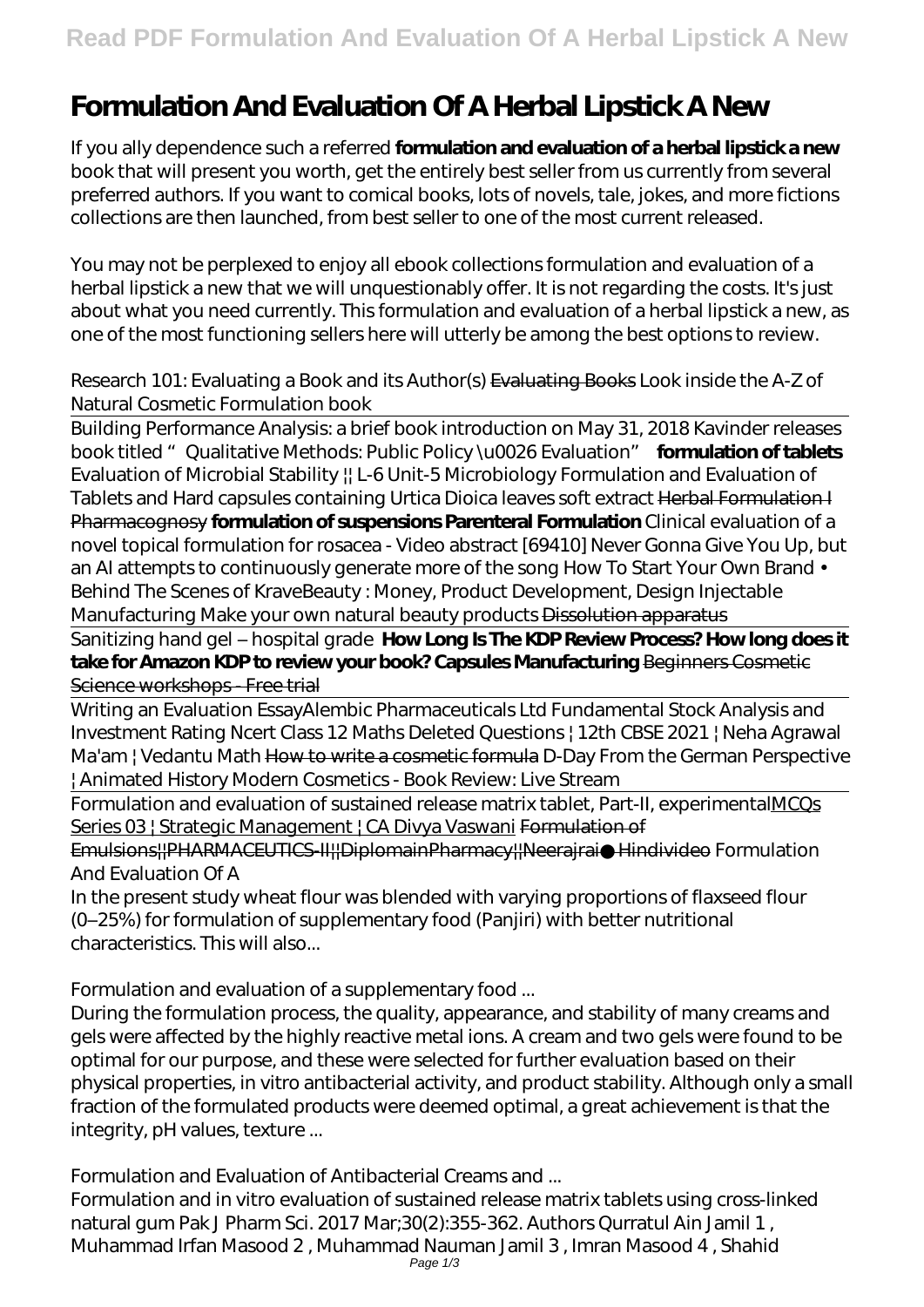# Formulation And Evaluation Of A Herbal Lipstick A New

If you ally dependence such a referred **formulation and evaluation of a herbal lipstick a new** book that will present you worth, get the entirely best seller from us currently from several preferred authors. If you want to comical books, lots of novels, tale, jokes, and more fictions collections are then launched, from best seller to one of the most current released.

You may not be perplexed to enjoy all ebook collections formulation and evaluation of a herbal lipstick a new that we will unquestionably offer. It is not regarding the costs. It's just about what you need currently. This formulation and evaluation of a herbal lipstick a new, as one of the most functioning sellers here will utterly be among the best options to review.

*Research 101: Evaluating a Book and its Author(s)* ~~Evaluating Books~~ *Look inside the A-Z of Natural Cosmetic Formulation book*

---

Building Performance Analysis: a brief book introduction on May 31, 2018 *Kavinder releases book titled "Qualitative Methods: Public Policy \u0026 Evaluation"* **formulation of tablets** *Evaluation of Microbial Stability || L-6 Unit-5 Microbiology Formulation and Evaluation of Tablets and Hard capsules containing Urtica Dioica leaves soft extract* ~~Herbal Formulation I Pharmacognosy~~ **formulation of suspensions Parenteral Formulation** *Clinical evaluation of a novel topical formulation for rosacea - Video abstract [69410] Never Gonna Give You Up, but an AI attempts to continuously generate more of the song How To Start Your Own Brand • Behind The Scenes of KraveBeauty : Money, Product Development, Design Injectable Manufacturing Make your own natural beauty products* ~~Dissolution apparatus~~

---

Sanitizing hand gel – hospital grade **How Long Is The KDP Review Process? How long does it take for Amazon KDP to review your book? Capsules Manufacturing** ~~Beginners Cosmetic Science workshops - Free trial~~

---

Writing an Evaluation Essay*Alembic Pharmaceuticals Ltd Fundamental Stock Analysis and Investment Rating Ncert Class 12 Maths Deleted Questions | 12th CBSE 2021 | Neha Agrawal Ma'am | Vedantu Math* ~~How to write a cosmetic formula~~ *D-Day From the German Perspective | Animated History Modern Cosmetics - Book Review: Live Stream*

---

Formulation and evaluation of sustained release matrix tablet, Part-II, experimentalMCQs Series 03 | Strategic Management | CA Divya Vaswani ~~Formulation of Emulsions||PHARMACEUTICS-II||DiplomainPharmacy||Neerajrai● Hindivideo~~ *Formulation And Evaluation Of A*

In the present study wheat flour was blended with varying proportions of flaxseed flour (0–25%) for formulation of supplementary food (Panjiri) with better nutritional characteristics. This will also...

*Formulation and evaluation of a supplementary food ...*

During the formulation process, the quality, appearance, and stability of many creams and gels were affected by the highly reactive metal ions. A cream and two gels were found to be optimal for our purpose, and these were selected for further evaluation based on their physical properties, in vitro antibacterial activity, and product stability. Although only a small fraction of the formulated products were deemed optimal, a great achievement is that the integrity, pH values, texture ...

*Formulation and Evaluation of Antibacterial Creams and ...*

Formulation and in vitro evaluation of sustained release matrix tablets using cross-linked natural gum Pak J Pharm Sci. 2017 Mar;30(2):355-362. Authors Qurratul Ain Jamil 1 , Muhammad Irfan Masood 2 , Muhammad Nauman Jamil 3 , Imran Masood 4 , Shahid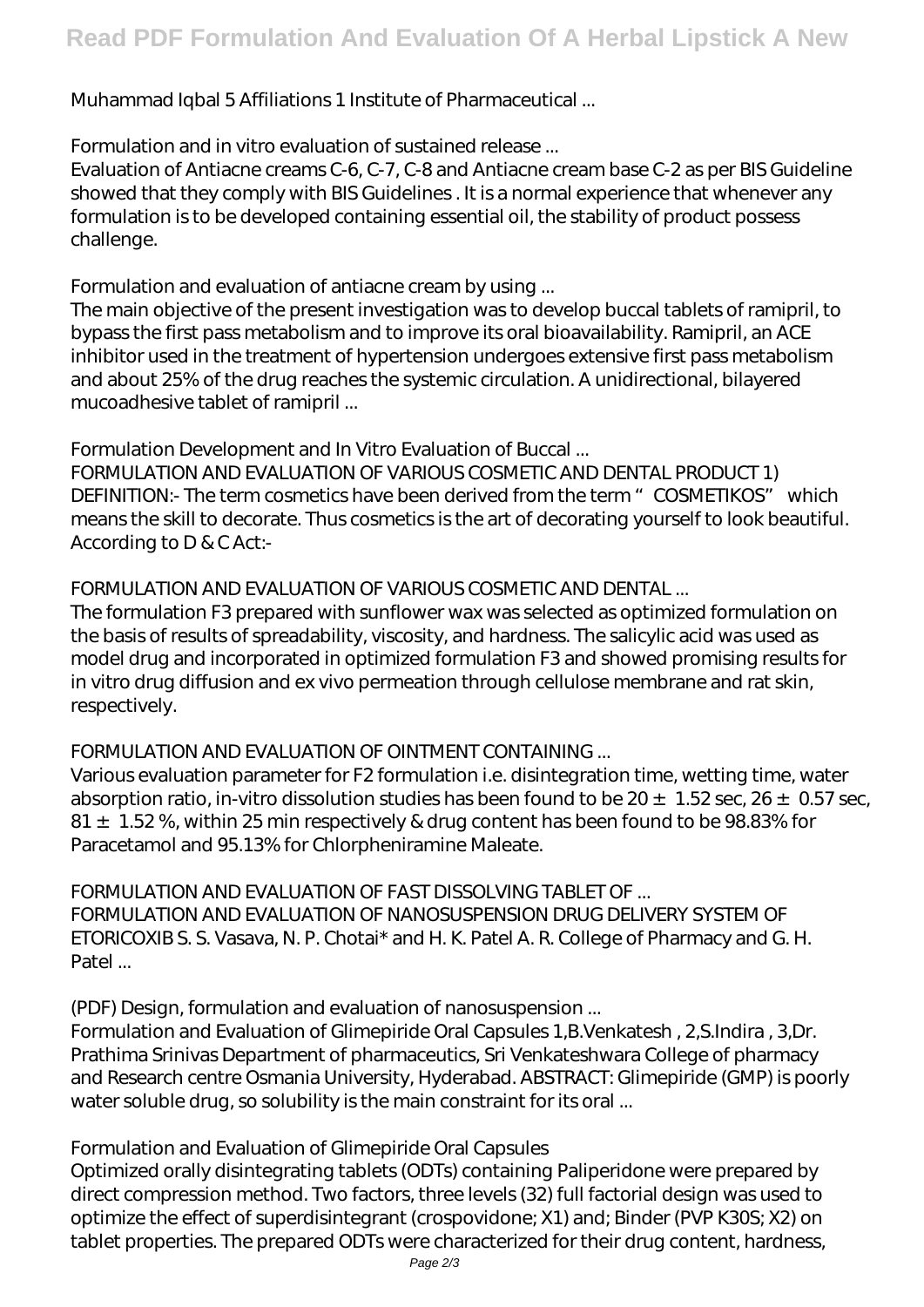Muhammad Iqbal 5 Affiliations 1 Institute of Pharmaceutical ...

Formulation and in vitro evaluation of sustained release ...

Evaluation of Antiacne creams C-6, C-7, C-8 and Antiacne cream base C-2 as per BIS Guideline showed that they comply with BIS Guidelines . It is a normal experience that whenever any formulation is to be developed containing essential oil, the stability of product possess challenge.

Formulation and evaluation of antiacne cream by using ...

The main objective of the present investigation was to develop buccal tablets of ramipril, to bypass the first pass metabolism and to improve its oral bioavailability. Ramipril, an ACE inhibitor used in the treatment of hypertension undergoes extensive first pass metabolism and about 25% of the drug reaches the systemic circulation. A unidirectional, bilayered mucoadhesive tablet of ramipril ...

Formulation Development and In Vitro Evaluation of Buccal ...

FORMULATION AND EVALUATION OF VARIOUS COSMETIC AND DENTAL PRODUCT 1) DEFINITION:- The term cosmetics have been derived from the term "COSMETIKOS" which means the skill to decorate. Thus cosmetics is the art of decorating yourself to look beautiful. According to D & C Act:-

FORMULATION AND EVALUATION OF VARIOUS COSMETIC AND DENTAL ...

The formulation F3 prepared with sunflower wax was selected as optimized formulation on the basis of results of spreadability, viscosity, and hardness. The salicylic acid was used as model drug and incorporated in optimized formulation F3 and showed promising results for in vitro drug diffusion and ex vivo permeation through cellulose membrane and rat skin, respectively.

FORMULATION AND EVALUATION OF OINTMENT CONTAINING ...

Various evaluation parameter for F2 formulation i.e. disintegration time, wetting time, water absorption ratio, in-vitro dissolution studies has been found to be 20 ± 1.52 sec, 26 ± 0.57 sec, 81 ± 1.52 %, within 25 min respectively & drug content has been found to be 98.83% for Paracetamol and 95.13% for Chlorpheniramine Maleate.

FORMULATION AND EVALUATION OF FAST DISSOLVING TABLET OF ...

FORMULATION AND EVALUATION OF NANOSUSPENSION DRUG DELIVERY SYSTEM OF ETORICOXIB S. S. Vasava, N. P. Chotai* and H. K. Patel A. R. College of Pharmacy and G. H. Patel ...

(PDF) Design, formulation and evaluation of nanosuspension ...

Formulation and Evaluation of Glimepiride Oral Capsules 1,B.Venkatesh , 2,S.Indira , 3,Dr. Prathima Srinivas Department of pharmaceutics, Sri Venkateshwara College of pharmacy and Research centre Osmania University, Hyderabad. ABSTRACT: Glimepiride (GMP) is poorly water soluble drug, so solubility is the main constraint for its oral ...

Formulation and Evaluation of Glimepiride Oral Capsules

Optimized orally disintegrating tablets (ODTs) containing Paliperidone were prepared by direct compression method. Two factors, three levels (32) full factorial design was used to optimize the effect of superdisintegrant (crospovidone; X1) and; Binder (PVP K30S; X2) on tablet properties. The prepared ODTs were characterized for their drug content, hardness,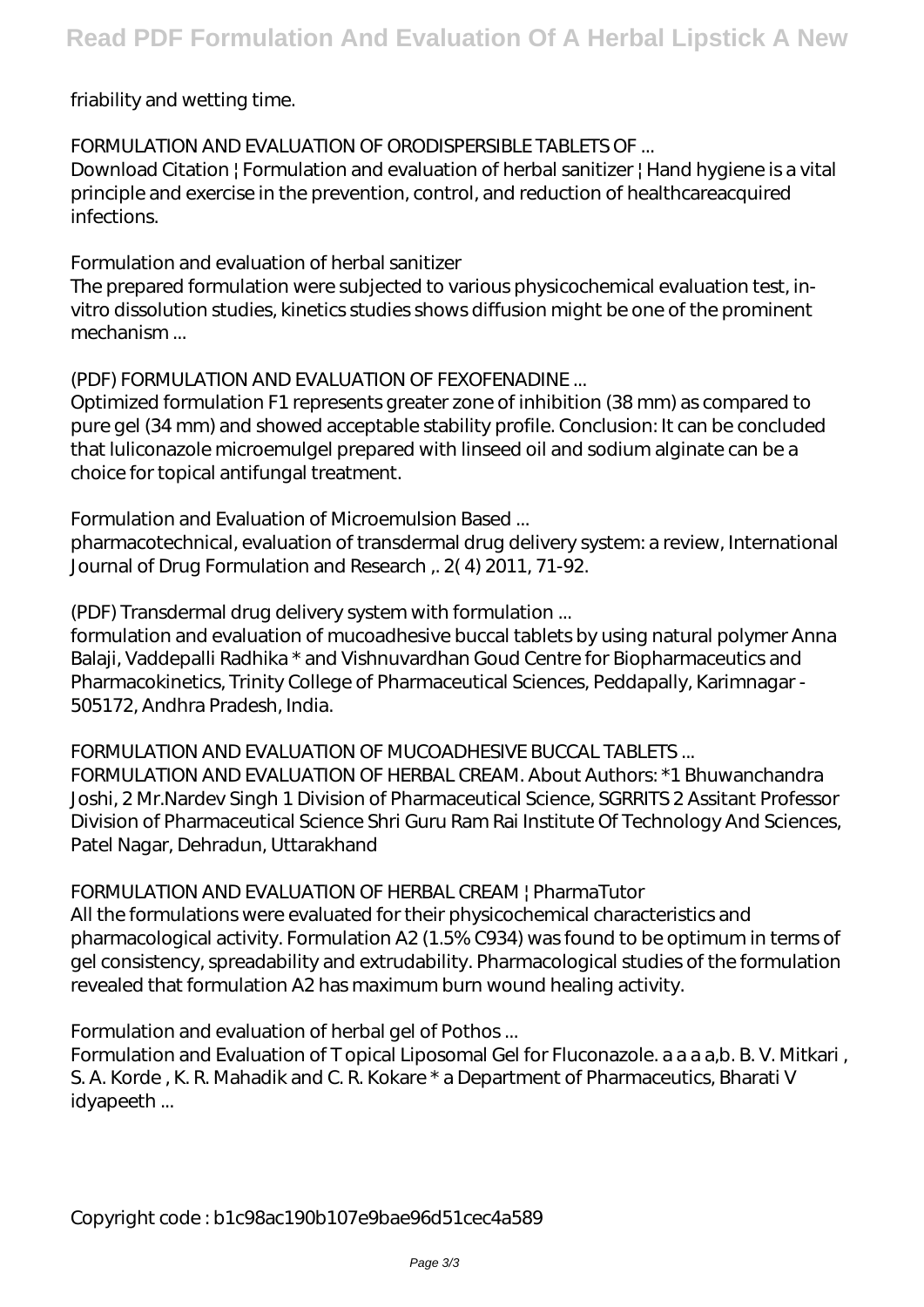friability and wetting time.

FORMULATION AND EVALUATION OF ORODISPERSIBLE TABLETS OF ...

Download Citation | Formulation and evaluation of herbal sanitizer | Hand hygiene is a vital principle and exercise in the prevention, control, and reduction of healthcareacquired infections.

Formulation and evaluation of herbal sanitizer

The prepared formulation were subjected to various physicochemical evaluation test, in-vitro dissolution studies, kinetics studies shows diffusion might be one of the prominent mechanism ...

(PDF) FORMULATION AND EVALUATION OF FEXOFENADINE ...

Optimized formulation F1 represents greater zone of inhibition (38 mm) as compared to pure gel (34 mm) and showed acceptable stability profile. Conclusion: It can be concluded that luliconazole microemulgel prepared with linseed oil and sodium alginate can be a choice for topical antifungal treatment.

Formulation and Evaluation of Microemulsion Based ...

pharmacotechnical, evaluation of transdermal drug delivery system: a review, International Journal of Drug Formulation and Research ,. 2( 4) 2011, 71-92.

(PDF) Transdermal drug delivery system with formulation ...

formulation and evaluation of mucoadhesive buccal tablets by using natural polymer Anna Balaji, Vaddepalli Radhika * and Vishnuvardhan Goud Centre for Biopharmaceutics and Pharmacokinetics, Trinity College of Pharmaceutical Sciences, Peddapally, Karimnagar - 505172, Andhra Pradesh, India.

FORMULATION AND EVALUATION OF MUCOADHESIVE BUCCAL TABLETS ...

FORMULATION AND EVALUATION OF HERBAL CREAM. About Authors: *1 Bhuwanchandra Joshi, 2 Mr.Nardev Singh 1 Division of Pharmaceutical Science, SGRRITS 2 Assitant Professor Division of Pharmaceutical Science Shri Guru Ram Rai Institute Of Technology And Sciences, Patel Nagar, Dehradun, Uttarakhand

FORMULATION AND EVALUATION OF HERBAL CREAM | PharmaTutor

All the formulations were evaluated for their physicochemical characteristics and pharmacological activity. Formulation A2 (1.5% C934) was found to be optimum in terms of gel consistency, spreadability and extrudability. Pharmacological studies of the formulation revealed that formulation A2 has maximum burn wound healing activity.

Formulation and evaluation of herbal gel of Pothos ...

Formulation and Evaluation of Topical Liposomal Gel for Fluconazole. a a a a,b. B. V. Mitkari , S. A. Korde , K. R. Mahadik and C. R. Kokare * a Department of Pharmaceutics, Bharati V idyapeeth ...

Copyright code : b1c98ac190b107e9bae96d51cec4a589